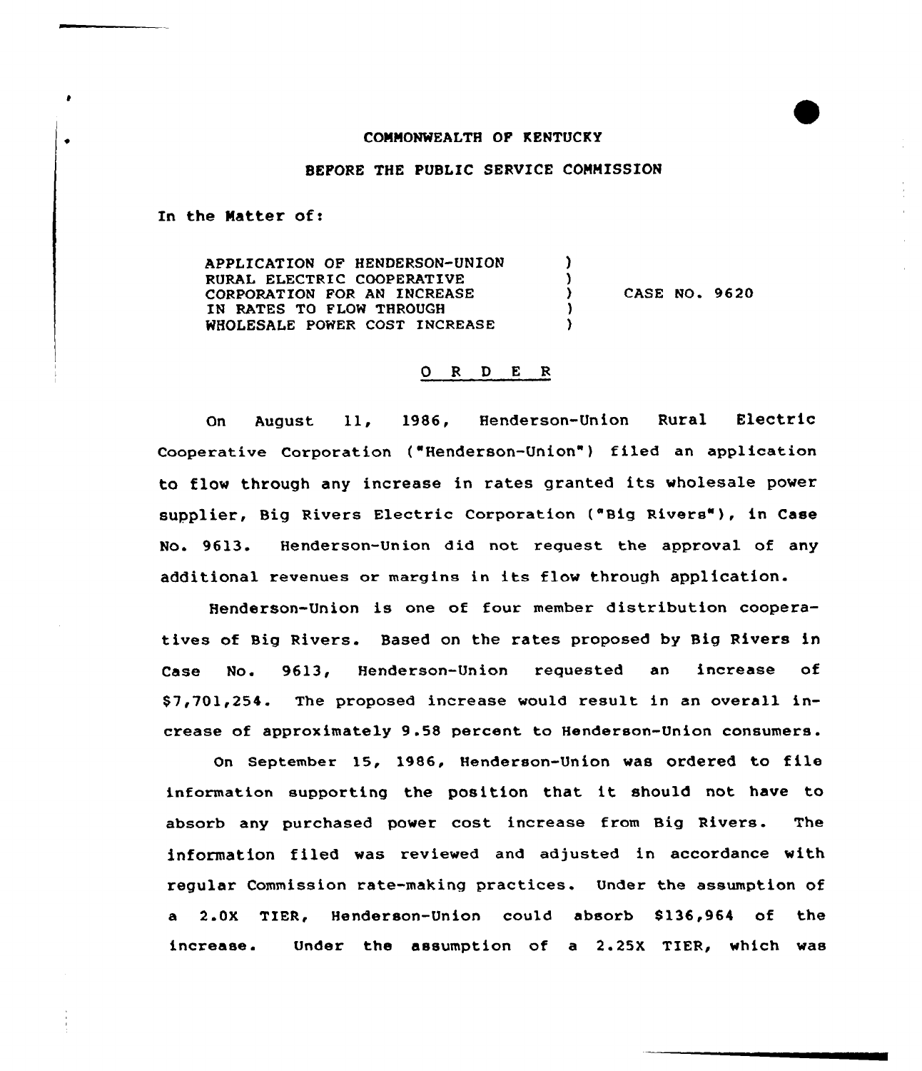COMMONWEALTH OF KENTUCKY

BEFORE THE PUBLIC SERVICE COMMISSION

In the Matter of:

| | | |
|---|---|---|
| APPLICATION OF HENDERSON-UNION RURAL ELECTRIC COOPERATIVE CORPORATION FOR AN INCREASE IN RATES TO FLOW THROUGH WHOLESALE POWER COST INCREASE | ) | CASE NO. 9620 |

## O R D E R

On August 11, 1986, Henderson-Union Rural Electric Cooperative Corporation ("Henderson-Union") filed an application to flow through any increase in rates granted its wholesale power supplier, Big Rivers Electric Corporation ("Big Rivers"), in Case No. 9613. Henderson-Union did not request the approval of any additional revenues or margins in its flow through application.

Henderson-Union is one of four member distribution cooperatives of Big Rivers. Based on the rates proposed by Big Rivers in Case No. 9613, Henderson-Union requested an increase of $7,701,254. The proposed increase would result in an overall increase of approximately 9.58 percent to Henderson-Union consumers.

On September 15, 1986, Henderson-Union was ordered to file information supporting the position that it should not have to absorb any purchased power cost increase from Big Rivers. The information filed was reviewed and adjusted in accordance with regular Commission rate-making practices. Under the assumption of a 2.0X TIER, Henderson-Union could absorb $136,964 of the increase. Under the assumption of a 2.25X TIER, which was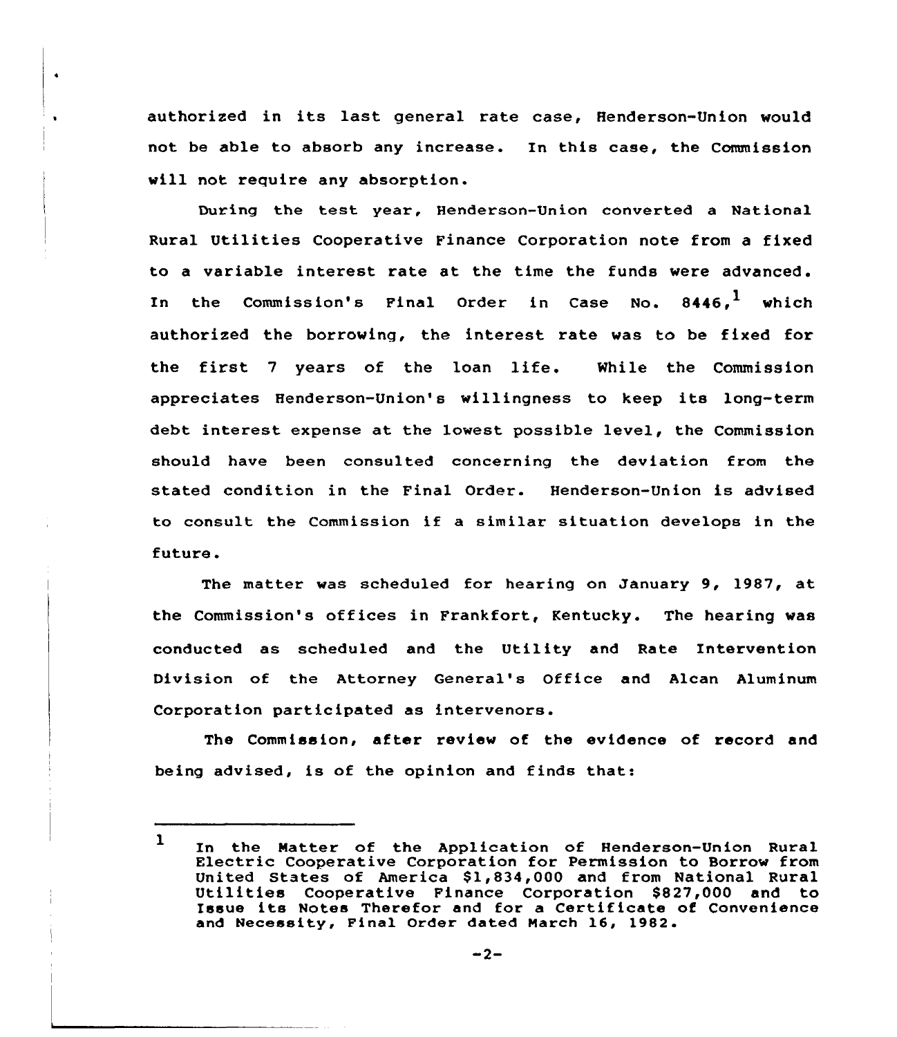authorized in its last general rate case, Henderson-Union would not be able to absorb any increase. In this case, the Commission will not require any absorption.

During the test year, Henderson-Union converted a National Rural Utilities Cooperative Finance Corporation note from a fixed to a variable interest rate at the time the funds were advanced. In the Commission's Final Order in Case No. 8446,[1] which authorized the borrowing, the interest rate was to be fixed for the first 7 years of the loan life. While the Commission appreciates Henderson-Union's willingness to keep its long-term debt interest expense at the lowest possible level, the Commission should have been consulted concerning the deviation from the stated condition in the Final Order. Henderson-Union is advised to consult the Commission if a similar situation develops in the future.

The matter was scheduled for hearing on January 9, 1987, at the Commission's offices in Frankfort, Kentucky. The hearing was conducted as scheduled and the Utility and Rate Intervention Division of the Attorney General's Office and Alcan Aluminum Corporation participated as intervenors.

The Commission, after review of the evidence of record and being advised, is of the opinion and finds that:

---

[1] In the Matter of the Application of Henderson-Union Rural Electric Cooperative Corporation for Permission to Borrow from United States of America $1,834,000 and from National Rural Utilities Cooperative Finance Corporation $827,000 and to Issue its Notes Therefor and for a Certificate of Convenience and Necessity, Final Order dated March 16, 1982.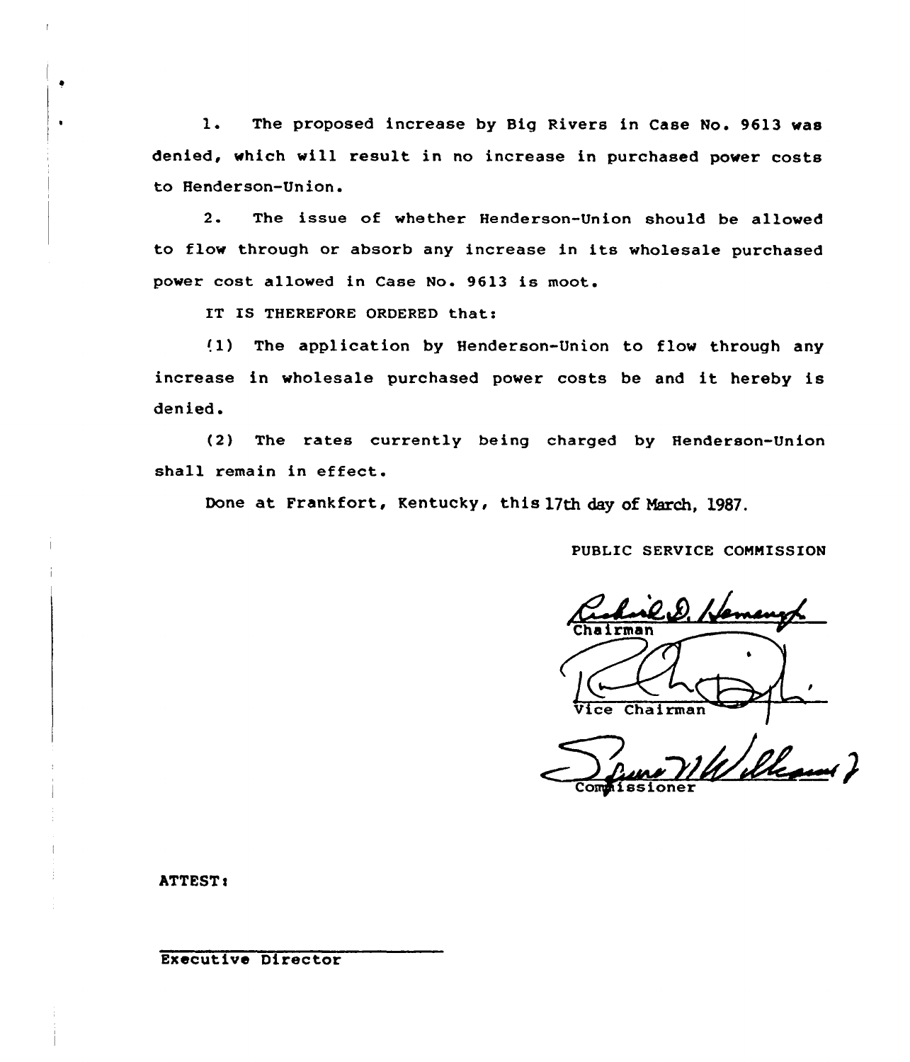1. The proposed increase by Big Rivers in Case No. 9613 was denied, which will result in no increase in purchased power costs to Henderson-Union.

2. The issue of whether Henderson-Union should be allowed to flow through or absorb any increase in its wholesale purchased power cost allowed in Case No. 9613 is moot.

IT IS THEREFORE ORDERED that:

(1) The application by Henderson-Union to flow through any increase in wholesale purchased power costs be and it hereby is denied.

(2) The rates currently being charged by Henderson-Union shall remain in effect.

Done at Frankfort, Kentucky, this 17th day of March, 1987.

PUBLIC SERVICE COMMISSION

Chairman

Vice Chairman

Commissioner

ATTEST:

Executive Director